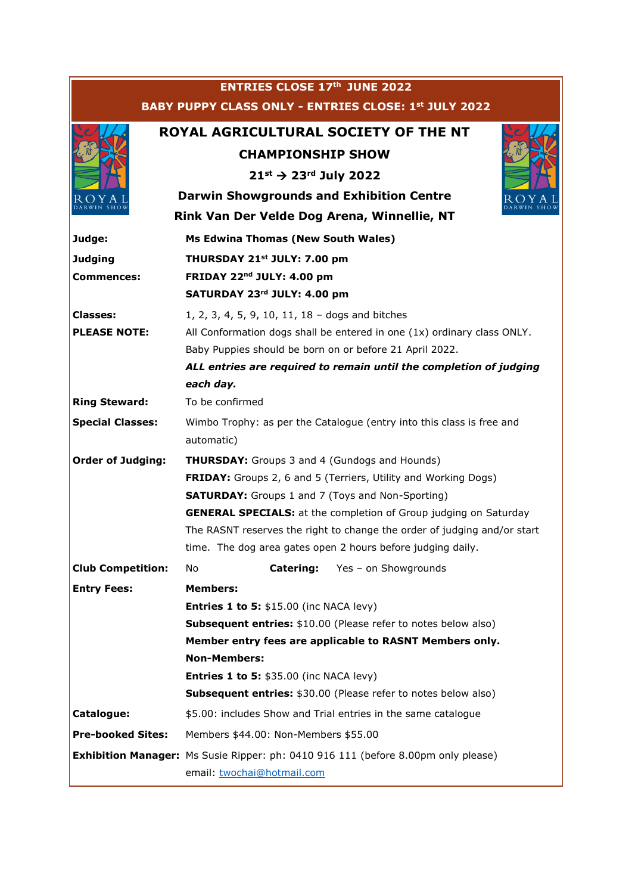**ENTRIES CLOSE 17th JUNE 2022**

**BABY PUPPY CLASS ONLY - ENTRIES CLOSE: 1st JULY 2022**

# ROYAL AGRICULTURAL SOCIETY OF THE NT

## CHAMPIONSHIP SHOW

### 21st → 23rd July 2022

### Darwin Showgrounds and Exhibition Centre

### Rink Van Der Velde Dog Arena, Winnellie, NT

| | |
|---|---|
| **Judge:** | **Ms Edwina Thomas (New South Wales)** |
| **Judging Commences:** | **THURSDAY 21st JULY: 7.00 pm**<br>**FRIDAY 22nd JULY: 4.00 pm**<br>**SATURDAY 23rd JULY: 4.00 pm** |
| **Classes:** | 1, 2, 3, 4, 5, 9, 10, 11, 18 – dogs and bitches |
| **PLEASE NOTE:** | All Conformation dogs shall be entered in one (1x) ordinary class ONLY.<br>Baby Puppies should be born on or before 21 April 2022.<br>***ALL entries are required to remain until the completion of judging each day.*** |
| **Ring Steward:** | To be confirmed |
| **Special Classes:** | Wimbo Trophy: as per the Catalogue (entry into this class is free and automatic) |
| **Order of Judging:** | **THURSDAY:** Groups 3 and 4 (Gundogs and Hounds)<br>**FRIDAY:** Groups 2, 6 and 5 (Terriers, Utility and Working Dogs)<br>**SATURDAY:** Groups 1 and 7 (Toys and Non-Sporting)<br>**GENERAL SPECIALS:** at the completion of Group judging on Saturday<br>The RASNT reserves the right to change the order of judging and/or start time. The dog area gates open 2 hours before judging daily. |
| **Club Competition:** | No &nbsp;&nbsp;&nbsp; **Catering:** Yes – on Showgrounds |
| **Entry Fees:** | **Members:**<br>**Entries 1 to 5:** $15.00 (inc NACA levy)<br>**Subsequent entries:** $10.00 (Please refer to notes below also)<br>**Member entry fees are applicable to RASNT Members only.**<br>**Non-Members:**<br>**Entries 1 to 5:** $35.00 (inc NACA levy)<br>**Subsequent entries:** $30.00 (Please refer to notes below also) |
| **Catalogue:** | $5.00: includes Show and Trial entries in the same catalogue |
| **Pre-booked Sites:** | Members $44.00: Non-Members $55.00 |
| **Exhibition Manager:** | Ms Susie Ripper: ph: 0410 916 111 (before 8.00pm only please)<br>email: twochai@hotmail.com |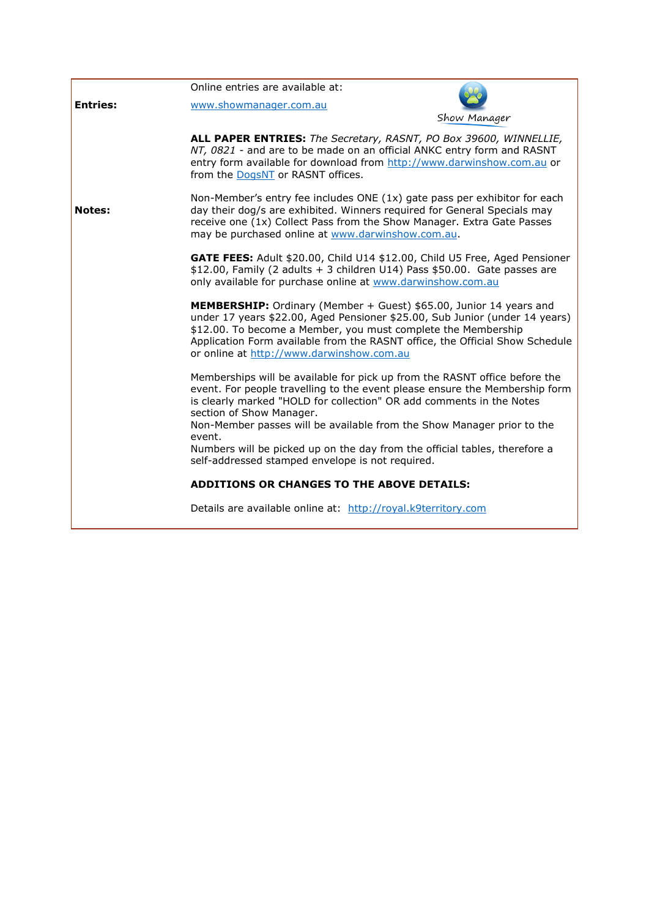| | |
|---|---|
| **Entries:** | Online entries are available at:<br>www.showmanager.com.au<br>Show Manager<br><br>**ALL PAPER ENTRIES:** *The Secretary, RASNT, PO Box 39600, WINNELLIE, NT, 0821* - and are to be made on an official ANKC entry form and RASNT entry form available for download from http://www.darwinshow.com.au or from the DogsNT or RASNT offices. |
| **Notes:** | Non-Member's entry fee includes ONE (1x) gate pass per exhibitor for each day their dog/s are exhibited. Winners required for General Specials may receive one (1x) Collect Pass from the Show Manager. Extra Gate Passes may be purchased online at www.darwinshow.com.au.<br><br>**GATE FEES:** Adult $20.00, Child U14 $12.00, Child U5 Free, Aged Pensioner $12.00, Family (2 adults + 3 children U14) Pass $50.00. Gate passes are only available for purchase online at www.darwinshow.com.au<br><br>**MEMBERSHIP:** Ordinary (Member + Guest) $65.00, Junior 14 years and under 17 years $22.00, Aged Pensioner $25.00, Sub Junior (under 14 years) $12.00. To become a Member, you must complete the Membership Application Form available from the RASNT office, the Official Show Schedule or online at http://www.darwinshow.com.au<br><br>Memberships will be available for pick up from the RASNT office before the event. For people travelling to the event please ensure the Membership form is clearly marked "HOLD for collection" OR add comments in the Notes section of Show Manager.<br>Non-Member passes will be available from the Show Manager prior to the event.<br>Numbers will be picked up on the day from the official tables, therefore a self-addressed stamped envelope is not required.<br><br>**ADDITIONS OR CHANGES TO THE ABOVE DETAILS:**<br><br>Details are available online at: http://royal.k9territory.com |